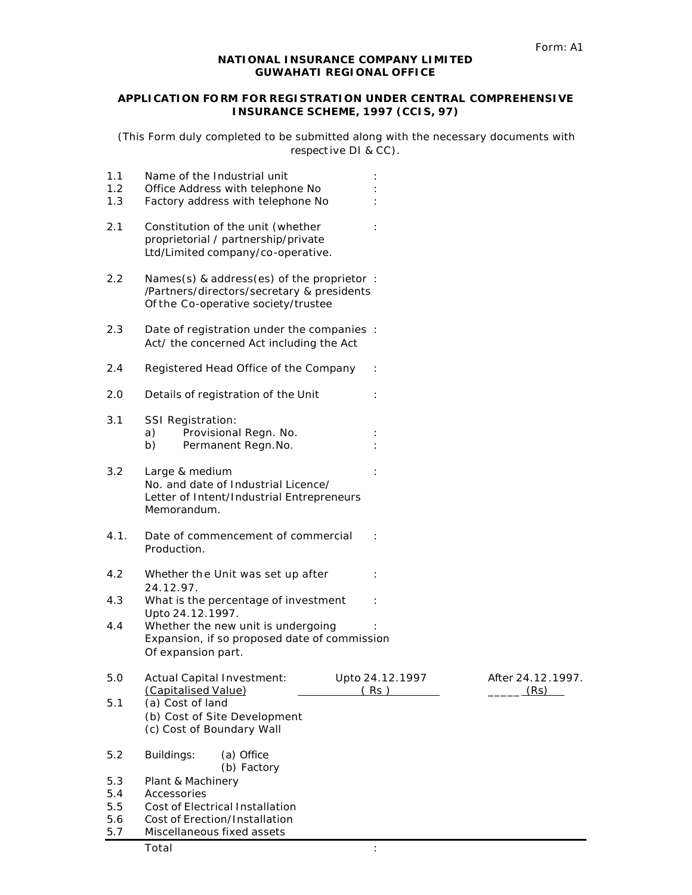Form: A1

**NATIONAL INSURANCE COMPANY LIMITED**
**GUWAHATI REGIONAL OFFICE**

**APPLICATION FORM FOR REGISTRATION UNDER CENTRAL COMPREHENSIVE INSURANCE SCHEME, 1997 (CCIS, 97)**

*(This Form duly completed to be submitted along with the necessary documents with respective DI & CC).*

| | | |
|---|---|---|
| 1.1 | Name of the Industrial unit | : |
| 1.2 | Office Address with telephone No | : |
| 1.3 | Factory address with telephone No | : |
| 2.1 | Constitution of the unit (whether proprietorial / partnership/private Ltd/Limited company/co-operative. | : |
| 2.2 | Names(s) & address(es) of the proprietor /Partners/directors/secretary & presidents Of the Co-operative society/trustee | : |
| 2.3 | Date of registration under the companies Act/ the concerned Act including the Act | : |
| 2.4 | Registered Head Office of the Company | : |
| 2.0 | Details of registration of the Unit | : |
| 3.1 | SSI Registration: | |
| | a) Provisional Regn. No. | : |
| | b) Permanent Regn.No. | : |
| 3.2 | Large & medium No. and date of Industrial Licence/ Letter of Intent/Industrial Entrepreneurs Memorandum. | : |
| 4.1. | Date of commencement of commercial Production. | : |
| 4.2 | Whether the Unit was set up after 24.12.97. | : |
| 4.3 | What is the percentage of investment Upto 24.12.1997. | : |
| 4.4 | Whether the new unit is undergoing Expansion, if so proposed date of commission Of expansion part. | : |

| | | Upto 24.12.1997 ( Rs ) | After 24.12.1997. (Rs) |
|---|---|---|---|
| 5.0 | Actual Capital Investment: (Capitalised Value) | | |
| 5.1 | (a) Cost of land | | |
| | (b) Cost of Site Development | | |
| | (c) Cost of Boundary Wall | | |
| 5.2 | Buildings: (a) Office | | |
| | (b) Factory | | |
| 5.3 | Plant & Machinery | | |
| 5.4 | Accessories | | |
| 5.5 | Cost of Electrical Installation | | |
| 5.6 | Cost of Erection/Installation | | |
| 5.7 | Miscellaneous fixed assets | | |
| | Total | : | |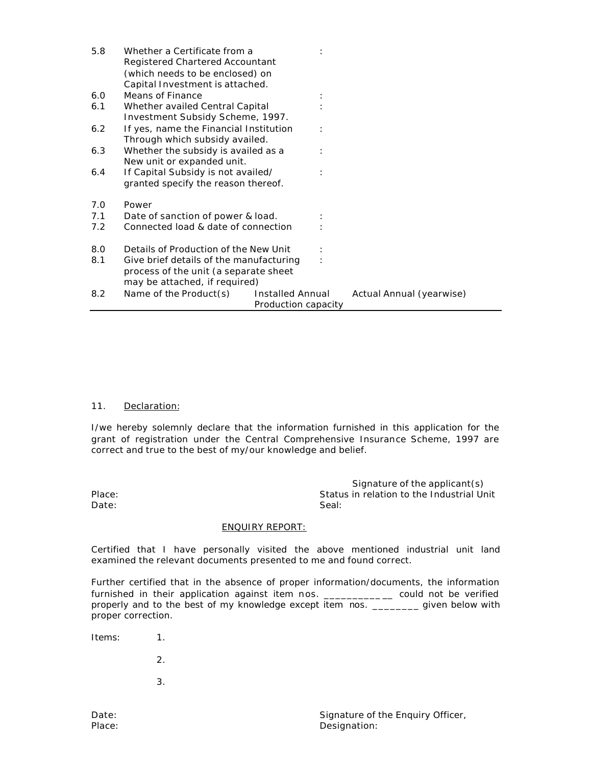| | | |
|---|---|---|
| 5.8 | Whether a Certificate from a Registered Chartered Accountant (which needs to be enclosed) on Capital Investment is attached. | : |
| 6.0 | Means of Finance | : |
| 6.1 | Whether availed Central Capital Investment Subsidy Scheme, 1997. | : |
| 6.2 | If yes, name the Financial Institution Through which subsidy availed. | : |
| 6.3 | Whether the subsidy is availed as a New unit or expanded unit. | : |
| 6.4 | If Capital Subsidy is not availed/ granted specify the reason thereof. | : |
| 7.0 | Power | |
| 7.1 | Date of sanction of power & load. | : |
| 7.2 | Connected load & date of connection | : |
| 8.0 | Details of Production of the New Unit | : |
| 8.1 | Give brief details of the manufacturing process of the unit (a separate sheet may be attached, if required) | : |

| 8.2 | Name of the Product(s) | Installed Annual Production capacity | Actual Annual (yearwise) |
|---|---|---|---|
| | | | |

11. Declaration:

I/we hereby solemnly declare that the information furnished in this application for the grant of registration under the Central Comprehensive Insurance Scheme, 1997 are correct and true to the best of my/our knowledge and belief.

Signature of the applicant(s)
Status in relation to the Industrial Unit
Seal:

Place:
Date:

ENQUIRY REPORT:

Certified that I have personally visited the above mentioned industrial unit land examined the relevant documents presented to me and found correct.

Further certified that in the absence of proper information/documents, the information furnished in their application against item nos. ______________ could not be verified properly and to the best of my knowledge except item nos. ________ given below with proper correction.

Items:
1.
2.
3.

Date:
Place:

Signature of the Enquiry Officer,
Designation: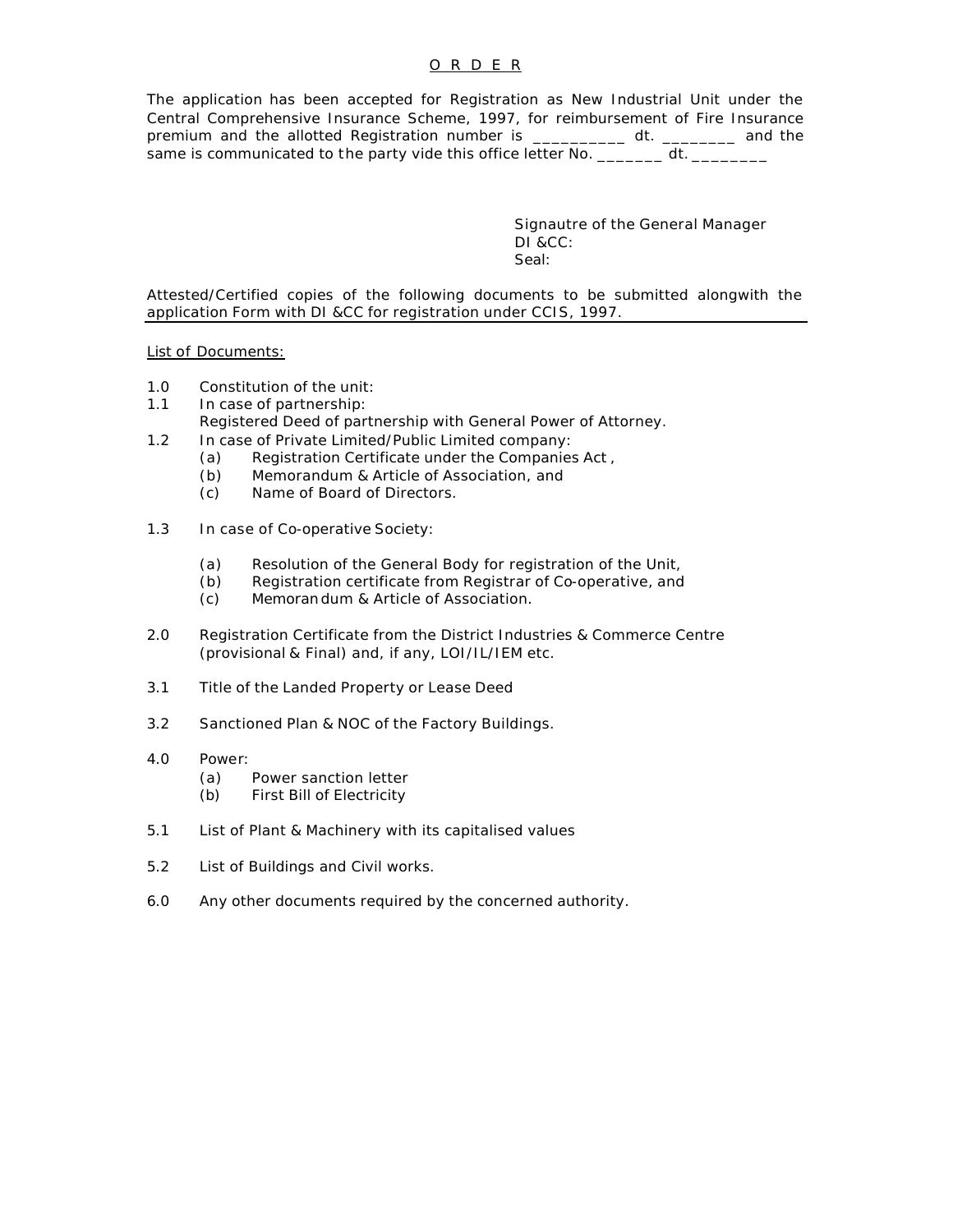# O R D E R

The application has been accepted for Registration as New Industrial Unit under the Central Comprehensive Insurance Scheme, 1997, for reimbursement of Fire Insurance premium and the allotted Registration number is __________ dt. ________ and the same is communicated to the party vide this office letter No. _______ dt. ________

Signautre of the General Manager
DI &CC:
Seal:

Attested/Certified copies of the following documents to be submitted alongwith the application Form with DI &CC for registration under CCIS, 1997.

List of Documents:

1.0 Constitution of the unit:
1.1 In case of partnership:
Registered Deed of partnership with General Power of Attorney.
1.2 In case of Private Limited/Public Limited company:
- (a) Registration Certificate under the Companies Act ,
- (b) Memorandum & Article of Association, and
- (c) Name of Board of Directors.

1.3 In case of Co-operative Society:
- (a) Resolution of the General Body for registration of the Unit,
- (b) Registration certificate from Registrar of Co-operative, and
- (c) Memorandum & Article of Association.

2.0 Registration Certificate from the District Industries & Commerce Centre (provisional & Final) and, if any, LOI/IL/IEM etc.

3.1 Title of the Landed Property or Lease Deed

3.2 Sanctioned Plan & NOC of the Factory Buildings.

4.0 Power:
- (a) Power sanction letter
- (b) First Bill of Electricity

5.1 List of Plant & Machinery with its capitalised values

5.2 List of Buildings and Civil works.

6.0 Any other documents required by the concerned authority.